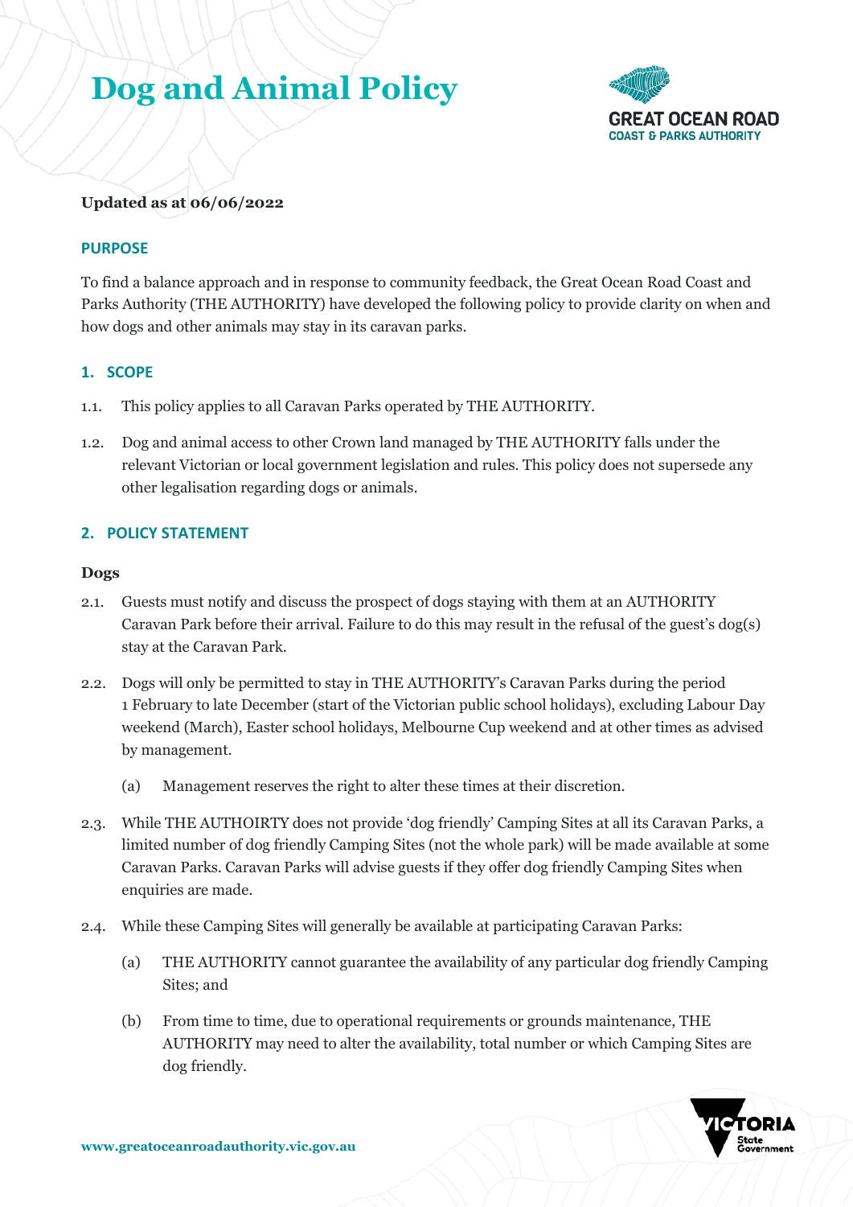# Dog and Animal Policy

**Updated as at 06/06/2022**

## PURPOSE

To find a balance approach and in response to community feedback, the Great Ocean Road Coast and Parks Authority (THE AUTHORITY) have developed the following policy to provide clarity on when and how dogs and other animals may stay in its caravan parks.

## 1. SCOPE

1.1. This policy applies to all Caravan Parks operated by THE AUTHORITY.

1.2. Dog and animal access to other Crown land managed by THE AUTHORITY falls under the relevant Victorian or local government legislation and rules. This policy does not supersede any other legalisation regarding dogs or animals.

## 2. POLICY STATEMENT

### Dogs

2.1. Guests must notify and discuss the prospect of dogs staying with them at an AUTHORITY Caravan Park before their arrival. Failure to do this may result in the refusal of the guest's dog(s) stay at the Caravan Park.

2.2. Dogs will only be permitted to stay in THE AUTHORITY's Caravan Parks during the period 1 February to late December (start of the Victorian public school holidays), excluding Labour Day weekend (March), Easter school holidays, Melbourne Cup weekend and at other times as advised by management.

(a) Management reserves the right to alter these times at their discretion.

2.3. While THE AUTHOIRTY does not provide 'dog friendly' Camping Sites at all its Caravan Parks, a limited number of dog friendly Camping Sites (not the whole park) will be made available at some Caravan Parks. Caravan Parks will advise guests if they offer dog friendly Camping Sites when enquiries are made.

2.4. While these Camping Sites will generally be available at participating Caravan Parks:

(a) THE AUTHORITY cannot guarantee the availability of any particular dog friendly Camping Sites; and

(b) From time to time, due to operational requirements or grounds maintenance, THE AUTHORITY may need to alter the availability, total number or which Camping Sites are dog friendly.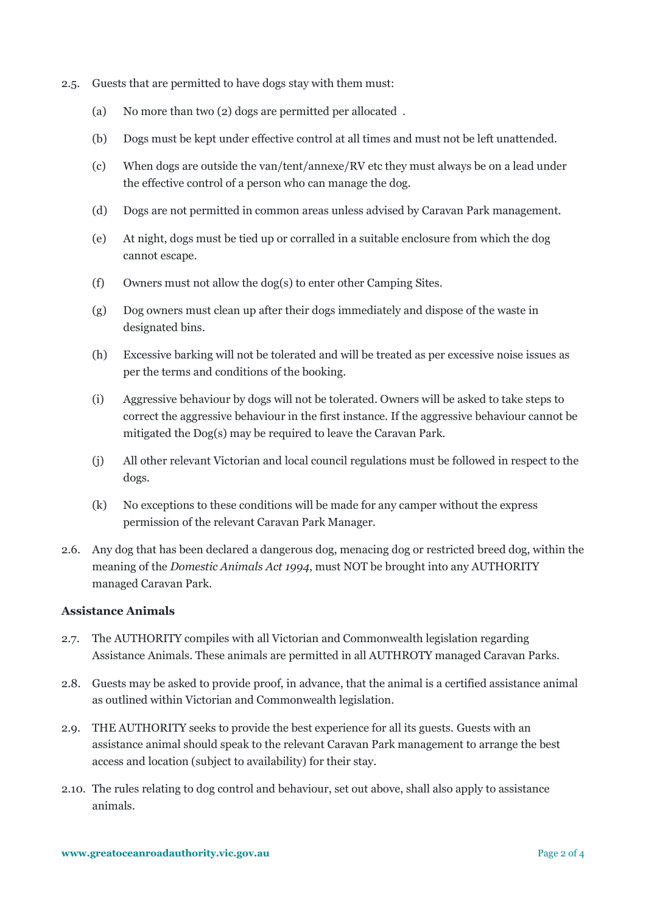2.5. Guests that are permitted to have dogs stay with them must:

(a) No more than two (2) dogs are permitted per allocated .

(b) Dogs must be kept under effective control at all times and must not be left unattended.

(c) When dogs are outside the van/tent/annexe/RV etc they must always be on a lead under the effective control of a person who can manage the dog.

(d) Dogs are not permitted in common areas unless advised by Caravan Park management.

(e) At night, dogs must be tied up or corralled in a suitable enclosure from which the dog cannot escape.

(f) Owners must not allow the dog(s) to enter other Camping Sites.

(g) Dog owners must clean up after their dogs immediately and dispose of the waste in designated bins.

(h) Excessive barking will not be tolerated and will be treated as per excessive noise issues as per the terms and conditions of the booking.

(i) Aggressive behaviour by dogs will not be tolerated. Owners will be asked to take steps to correct the aggressive behaviour in the first instance. If the aggressive behaviour cannot be mitigated the Dog(s) may be required to leave the Caravan Park.

(j) All other relevant Victorian and local council regulations must be followed in respect to the dogs.

(k) No exceptions to these conditions will be made for any camper without the express permission of the relevant Caravan Park Manager.

2.6. Any dog that has been declared a dangerous dog, menacing dog or restricted breed dog, within the meaning of the *Domestic Animals Act 1994*, must NOT be brought into any AUTHORITY managed Caravan Park.

**Assistance Animals**

2.7. The AUTHORITY compiles with all Victorian and Commonwealth legislation regarding Assistance Animals. These animals are permitted in all AUTHROTY managed Caravan Parks.

2.8. Guests may be asked to provide proof, in advance, that the animal is a certified assistance animal as outlined within Victorian and Commonwealth legislation.

2.9. THE AUTHORITY seeks to provide the best experience for all its guests. Guests with an assistance animal should speak to the relevant Caravan Park management to arrange the best access and location (subject to availability) for their stay.

2.10. The rules relating to dog control and behaviour, set out above, shall also apply to assistance animals.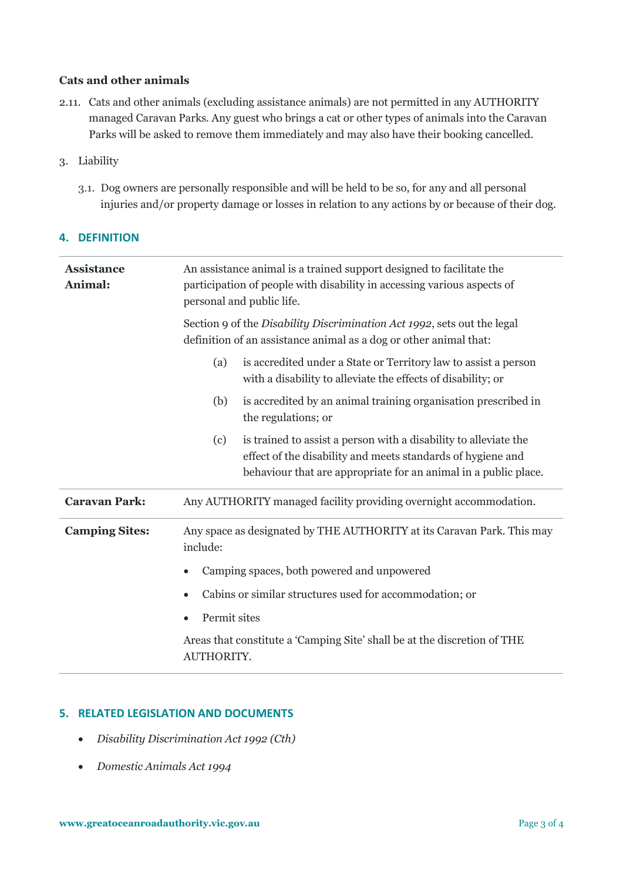**Cats and other animals**

2.11. Cats and other animals (excluding assistance animals) are not permitted in any AUTHORITY managed Caravan Parks. Any guest who brings a cat or other types of animals into the Caravan Parks will be asked to remove them immediately and may also have their booking cancelled.

3. Liability

3.1. Dog owners are personally responsible and will be held to be so, for any and all personal injuries and/or property damage or losses in relation to any actions by or because of their dog.

## 4. DEFINITION

| | |
|---|---|
| **Assistance Animal:** | An assistance animal is a trained support designed to facilitate the participation of people with disability in accessing various aspects of personal and public life.<br><br>Section 9 of the *Disability Discrimination Act 1992*, sets out the legal definition of an assistance animal as a dog or other animal that:<br><br>(a) is accredited under a State or Territory law to assist a person with a disability to alleviate the effects of disability; or<br><br>(b) is accredited by an animal training organisation prescribed in the regulations; or<br><br>(c) is trained to assist a person with a disability to alleviate the effect of the disability and meets standards of hygiene and behaviour that are appropriate for an animal in a public place. |
| **Caravan Park:** | Any AUTHORITY managed facility providing overnight accommodation. |
| **Camping Sites:** | Any space as designated by THE AUTHORITY at its Caravan Park. This may include:<br><br>• Camping spaces, both powered and unpowered<br>• Cabins or similar structures used for accommodation; or<br>• Permit sites<br><br>Areas that constitute a 'Camping Site' shall be at the discretion of THE AUTHORITY. |

## 5. RELATED LEGISLATION AND DOCUMENTS

- *Disability Discrimination Act 1992 (Cth)*
- *Domestic Animals Act 1994*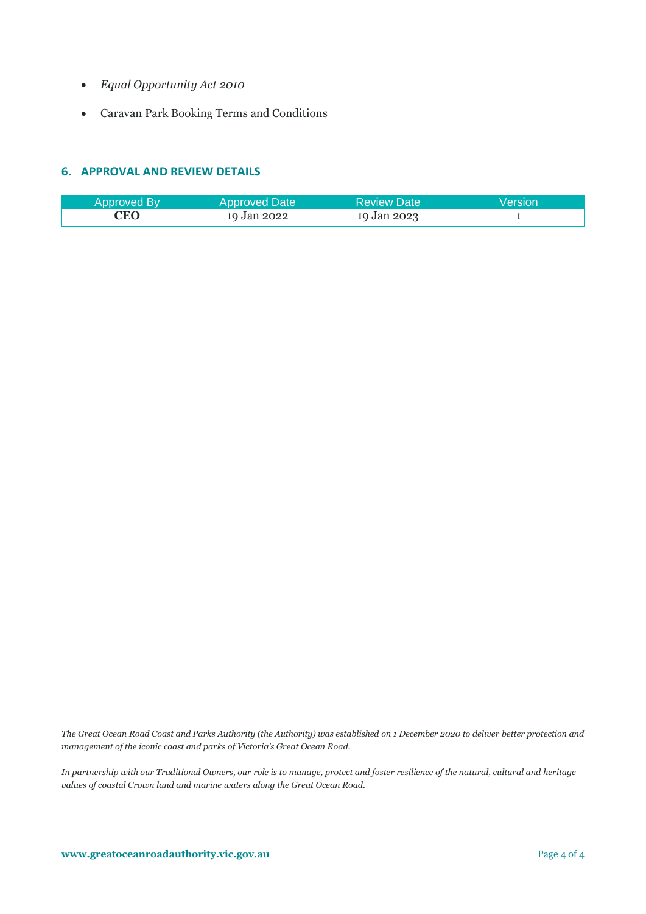- *Equal Opportunity Act 2010*
- Caravan Park Booking Terms and Conditions

## 6. APPROVAL AND REVIEW DETAILS

| Approved By | Approved Date | Review Date | Version |
| --- | --- | --- | --- |
| **CEO** | 19 Jan 2022 | 19 Jan 2023 | 1 |

*The Great Ocean Road Coast and Parks Authority (the Authority) was established on 1 December 2020 to deliver better protection and management of the iconic coast and parks of Victoria's Great Ocean Road.*

*In partnership with our Traditional Owners, our role is to manage, protect and foster resilience of the natural, cultural and heritage values of coastal Crown land and marine waters along the Great Ocean Road.*

**www.greatoceanroadauthority.vic.gov.au**